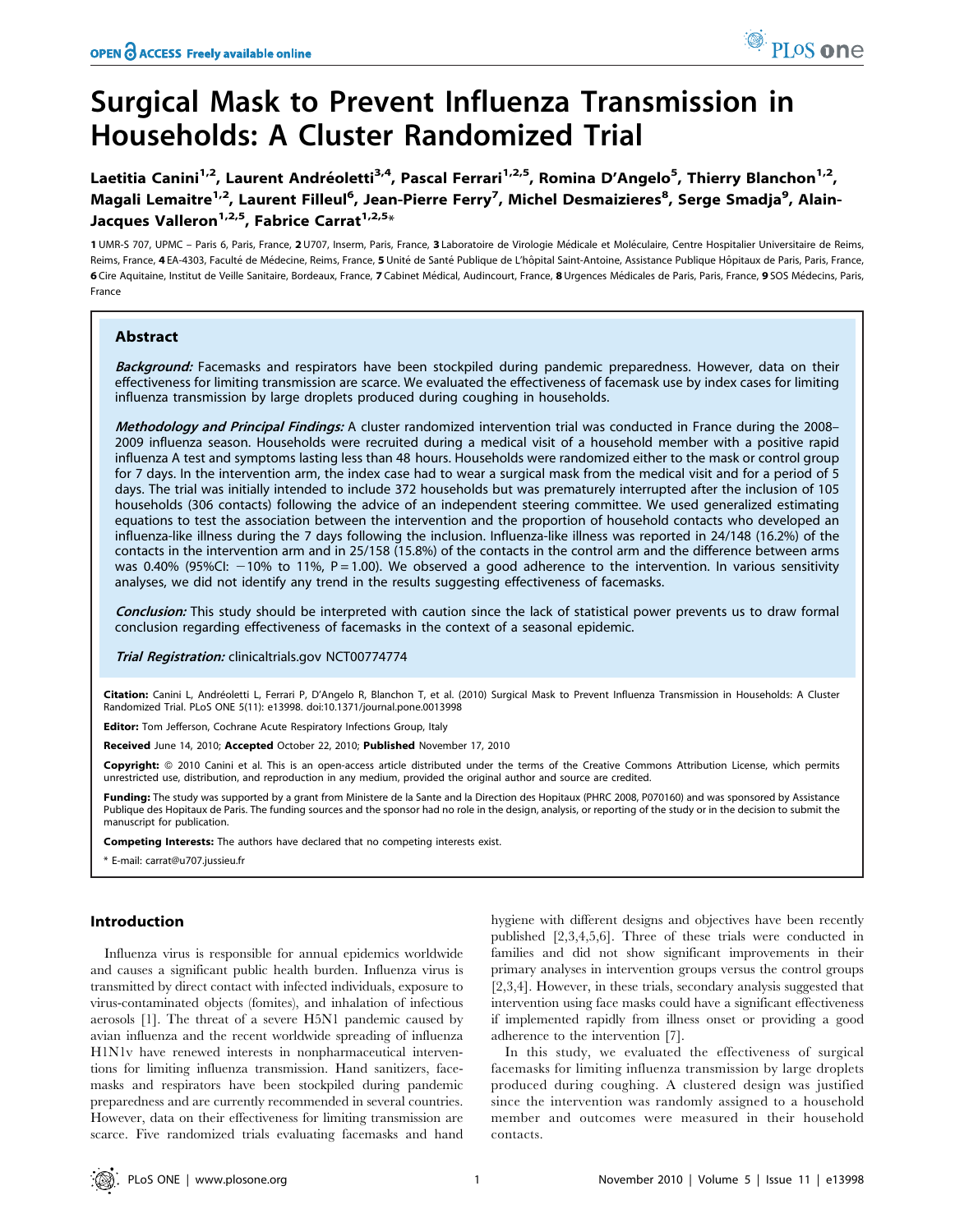# Surgical Mask to Prevent Influenza Transmission in Households: A Cluster Randomized Trial

Laetitia Canini[1,2], Laurent Andréoletti[3,4], Pascal Ferrari[1,2,5], Romina D'Angelo[5], Thierry Blanchon[1,2], Magali Lemaitre[1,2], Laurent Filleul[6], Jean-Pierre Ferry[7], Michel Desmaizieres[8], Serge Smadja[9], Alain-Jacques Valleron[1,2,5], Fabrice Carrat[1,2,5]*

1 UMR-S 707, UPMC – Paris 6, Paris, France, 2 U707, Inserm, Paris, France, 3 Laboratoire de Virologie Médicale et Moléculaire, Centre Hospitalier Universitaire de Reims, Reims, France, 4 EA-4303, Faculté de Médecine, Reims, France, 5 Unité de Santé Publique de L'hôpital Saint-Antoine, Assistance Publique Hôpitaux de Paris, Paris, France, 6 Cire Aquitaine, Institut de Veille Sanitaire, Bordeaux, France, 7 Cabinet Médical, Audincourt, France, 8 Urgences Médicales de Paris, Paris, France, 9 SOS Médecins, Paris, France

## Abstract

***Background:*** Facemasks and respirators have been stockpiled during pandemic preparedness. However, data on their effectiveness for limiting transmission are scarce. We evaluated the effectiveness of facemask use by index cases for limiting influenza transmission by large droplets produced during coughing in households.

***Methodology and Principal Findings:*** A cluster randomized intervention trial was conducted in France during the 2008–2009 influenza season. Households were recruited during a medical visit of a household member with a positive rapid influenza A test and symptoms lasting less than 48 hours. Households were randomized either to the mask or control group for 7 days. In the intervention arm, the index case had to wear a surgical mask from the medical visit and for a period of 5 days. The trial was initially intended to include 372 households but was prematurely interrupted after the inclusion of 105 households (306 contacts) following the advice of an independent steering committee. We used generalized estimating equations to test the association between the intervention and the proportion of household contacts who developed an influenza-like illness during the 7 days following the inclusion. Influenza-like illness was reported in 24/148 (16.2%) of the contacts in the intervention arm and in 25/158 (15.8%) of the contacts in the control arm and the difference between arms was 0.40% (95%CI: −10% to 11%, P = 1.00). We observed a good adherence to the intervention. In various sensitivity analyses, we did not identify any trend in the results suggesting effectiveness of facemasks.

***Conclusion:*** This study should be interpreted with caution since the lack of statistical power prevents us to draw formal conclusion regarding effectiveness of facemasks in the context of a seasonal epidemic.

***Trial Registration:*** clinicaltrials.gov NCT00774774

**Citation:** Canini L, Andréoletti L, Ferrari P, D'Angelo R, Blanchon T, et al. (2010) Surgical Mask to Prevent Influenza Transmission in Households: A Cluster Randomized Trial. PLoS ONE 5(11): e13998. doi:10.1371/journal.pone.0013998

**Editor:** Tom Jefferson, Cochrane Acute Respiratory Infections Group, Italy

**Received** June 14, 2010; **Accepted** October 22, 2010; **Published** November 17, 2010

**Copyright:** © 2010 Canini et al. This is an open-access article distributed under the terms of the Creative Commons Attribution License, which permits unrestricted use, distribution, and reproduction in any medium, provided the original author and source are credited.

**Funding:** The study was supported by a grant from Ministere de la Sante and la Direction des Hopitaux (PHRC 2008, P070160) and was sponsored by Assistance Publique des Hopitaux de Paris. The funding sources and the sponsor had no role in the design, analysis, or reporting of the study or in the decision to submit the manuscript for publication.

**Competing Interests:** The authors have declared that no competing interests exist.

\* E-mail: carrat@u707.jussieu.fr

## Introduction

Influenza virus is responsible for annual epidemics worldwide and causes a significant public health burden. Influenza virus is transmitted by direct contact with infected individuals, exposure to virus-contaminated objects (fomites), and inhalation of infectious aerosols [1]. The threat of a severe H5N1 pandemic caused by avian influenza and the recent worldwide spreading of influenza H1N1v have renewed interests in nonpharmaceutical interventions for limiting influenza transmission. Hand sanitizers, facemasks and respirators have been stockpiled during pandemic preparedness and are currently recommended in several countries. However, data on their effectiveness for limiting transmission are scarce. Five randomized trials evaluating facemasks and hand hygiene with different designs and objectives have been recently published [2,3,4,5,6]. Three of these trials were conducted in families and did not show significant improvements in their primary analyses in intervention groups versus the control groups [2,3,4]. However, in these trials, secondary analysis suggested that intervention using face masks could have a significant effectiveness if implemented rapidly from illness onset or providing a good adherence to the intervention [7].

In this study, we evaluated the effectiveness of surgical facemasks for limiting influenza transmission by large droplets produced during coughing. A clustered design was justified since the intervention was randomly assigned to a household member and outcomes were measured in their household contacts.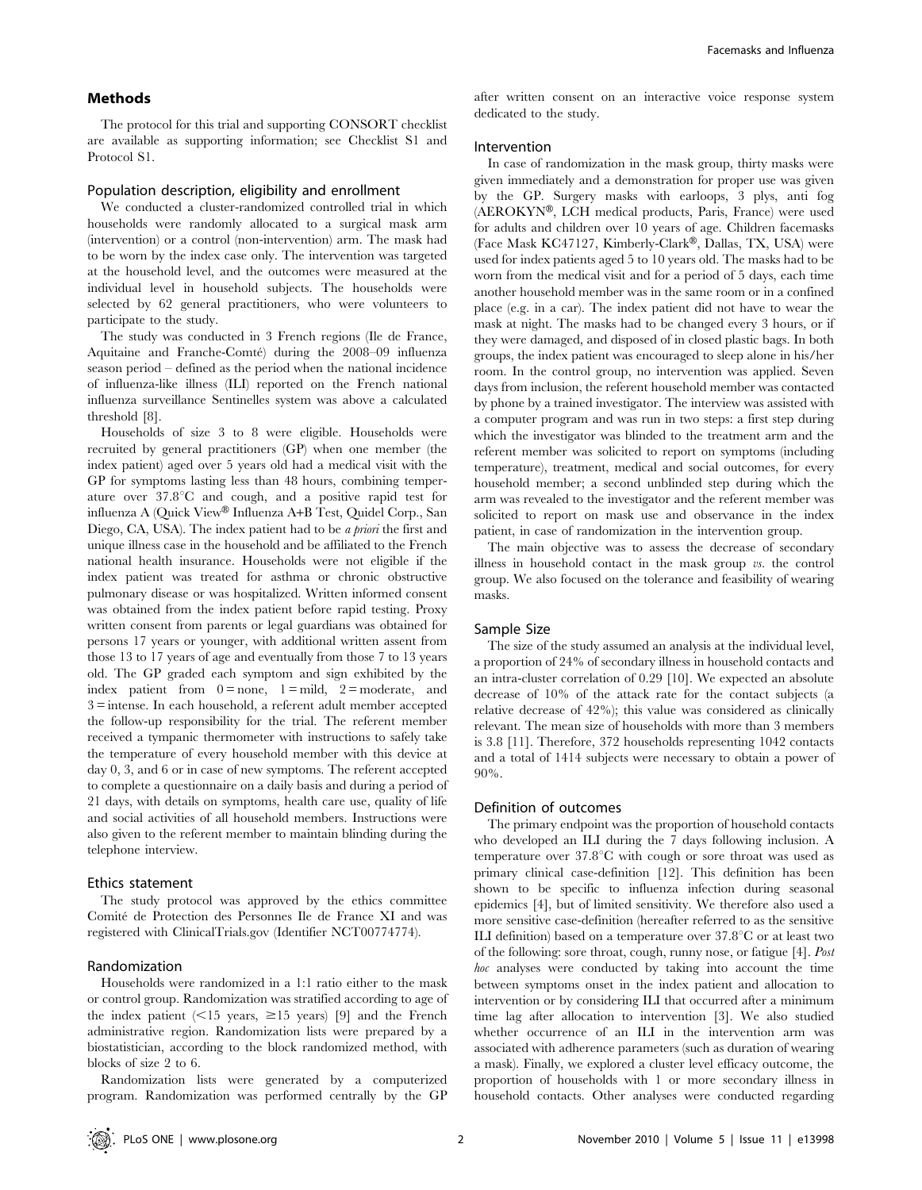## Methods

The protocol for this trial and supporting CONSORT checklist are available as supporting information; see Checklist S1 and Protocol S1.

### Population description, eligibility and enrollment

We conducted a cluster-randomized controlled trial in which households were randomly allocated to a surgical mask arm (intervention) or a control (non-intervention) arm. The mask had to be worn by the index case only. The intervention was targeted at the household level, and the outcomes were measured at the individual level in household subjects. The households were selected by 62 general practitioners, who were volunteers to participate to the study.

The study was conducted in 3 French regions (Ile de France, Aquitaine and Franche-Comté) during the 2008–09 influenza season period – defined as the period when the national incidence of influenza-like illness (ILI) reported on the French national influenza surveillance Sentinelles system was above a calculated threshold [8].

Households of size 3 to 8 were eligible. Households were recruited by general practitioners (GP) when one member (the index patient) aged over 5 years old had a medical visit with the GP for symptoms lasting less than 48 hours, combining temperature over 37.8°C and cough, and a positive rapid test for influenza A (Quick View® Influenza A+B Test, Quidel Corp., San Diego, CA, USA). The index patient had to be *a priori* the first and unique illness case in the household and be affiliated to the French national health insurance. Households were not eligible if the index patient was treated for asthma or chronic obstructive pulmonary disease or was hospitalized. Written informed consent was obtained from the index patient before rapid testing. Proxy written consent from parents or legal guardians was obtained for persons 17 years or younger, with additional written assent from those 13 to 17 years of age and eventually from those 7 to 13 years old. The GP graded each symptom and sign exhibited by the index patient from 0 = none, 1 = mild, 2 = moderate, and 3 = intense. In each household, a referent adult member accepted the follow-up responsibility for the trial. The referent member received a tympanic thermometer with instructions to safely take the temperature of every household member with this device at day 0, 3, and 6 or in case of new symptoms. The referent accepted to complete a questionnaire on a daily basis and during a period of 21 days, with details on symptoms, health care use, quality of life and social activities of all household members. Instructions were also given to the referent member to maintain blinding during the telephone interview.

### Ethics statement

The study protocol was approved by the ethics committee Comité de Protection des Personnes Ile de France XI and was registered with ClinicalTrials.gov (Identifier NCT00774774).

### Randomization

Households were randomized in a 1:1 ratio either to the mask or control group. Randomization was stratified according to age of the index patient (<15 years, ≥15 years) [9] and the French administrative region. Randomization lists were prepared by a biostatistician, according to the block randomized method, with blocks of size 2 to 6.

Randomization lists were generated by a computerized program. Randomization was performed centrally by the GP after written consent on an interactive voice response system dedicated to the study.

### Intervention

In case of randomization in the mask group, thirty masks were given immediately and a demonstration for proper use was given by the GP. Surgery masks with earloops, 3 plys, anti fog (AEROKYN®, LCH medical products, Paris, France) were used for adults and children over 10 years of age. Children facemasks (Face Mask KC47127, Kimberly-Clark®, Dallas, TX, USA) were used for index patients aged 5 to 10 years old. The masks had to be worn from the medical visit and for a period of 5 days, each time another household member was in the same room or in a confined place (e.g. in a car). The index patient did not have to wear the mask at night. The masks had to be changed every 3 hours, or if they were damaged, and disposed of in closed plastic bags. In both groups, the index patient was encouraged to sleep alone in his/her room. In the control group, no intervention was applied. Seven days from inclusion, the referent household member was contacted by phone by a trained investigator. The interview was assisted with a computer program and was run in two steps: a first step during which the investigator was blinded to the treatment arm and the referent member was solicited to report on symptoms (including temperature), treatment, medical and social outcomes, for every household member; a second unblinded step during which the arm was revealed to the investigator and the referent member was solicited to report on mask use and observance in the index patient, in case of randomization in the intervention group.

The main objective was to assess the decrease of secondary illness in household contact in the mask group *vs.* the control group. We also focused on the tolerance and feasibility of wearing masks.

### Sample Size

The size of the study assumed an analysis at the individual level, a proportion of 24% of secondary illness in household contacts and an intra-cluster correlation of 0.29 [10]. We expected an absolute decrease of 10% of the attack rate for the contact subjects (a relative decrease of 42%); this value was considered as clinically relevant. The mean size of households with more than 3 members is 3.8 [11]. Therefore, 372 households representing 1042 contacts and a total of 1414 subjects were necessary to obtain a power of 90%.

### Definition of outcomes

The primary endpoint was the proportion of household contacts who developed an ILI during the 7 days following inclusion. A temperature over 37.8°C with cough or sore throat was used as primary clinical case-definition [12]. This definition has been shown to be specific to influenza infection during seasonal epidemics [4], but of limited sensitivity. We therefore also used a more sensitive case-definition (hereafter referred to as the sensitive ILI definition) based on a temperature over 37.8°C or at least two of the following: sore throat, cough, runny nose, or fatigue [4]. *Post hoc* analyses were conducted by taking into account the time between symptoms onset in the index patient and allocation to intervention or by considering ILI that occurred after a minimum time lag after allocation to intervention [3]. We also studied whether occurrence of an ILI in the intervention arm was associated with adherence parameters (such as duration of wearing a mask). Finally, we explored a cluster level efficacy outcome, the proportion of households with 1 or more secondary illness in household contacts. Other analyses were conducted regarding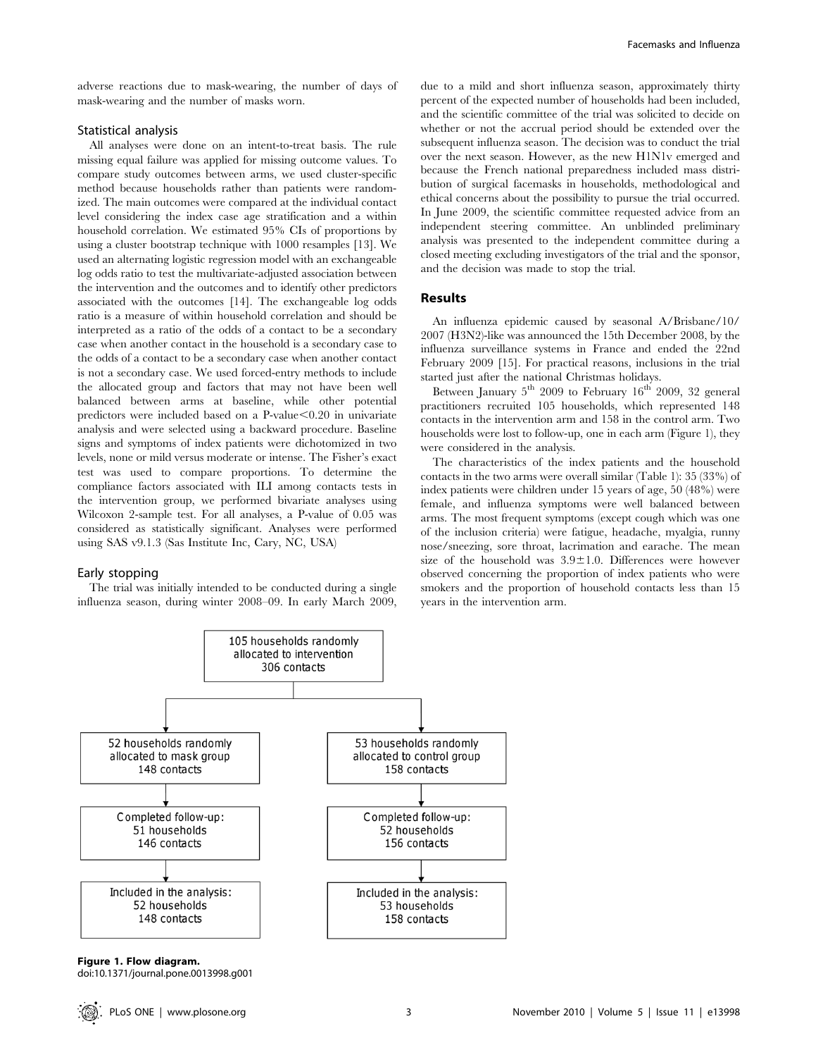adverse reactions due to mask-wearing, the number of days of mask-wearing and the number of masks worn.

### Statistical analysis

All analyses were done on an intent-to-treat basis. The rule missing equal failure was applied for missing outcome values. To compare study outcomes between arms, we used cluster-specific method because households rather than patients were randomized. The main outcomes were compared at the individual contact level considering the index case age stratification and a within household correlation. We estimated 95% CIs of proportions by using a cluster bootstrap technique with 1000 resamples [13]. We used an alternating logistic regression model with an exchangeable log odds ratio to test the multivariate-adjusted association between the intervention and the outcomes and to identify other predictors associated with the outcomes [14]. The exchangeable log odds ratio is a measure of within household correlation and should be interpreted as a ratio of the odds of a contact to be a secondary case when another contact in the household is a secondary case to the odds of a contact to be a secondary case when another contact is not a secondary case. We used forced-entry methods to include the allocated group and factors that may not have been well balanced between arms at baseline, while other potential predictors were included based on a P-value<0.20 in univariate analysis and were selected using a backward procedure. Baseline signs and symptoms of index patients were dichotomized in two levels, none or mild versus moderate or intense. The Fisher's exact test was used to compare proportions. To determine the compliance factors associated with ILI among contacts tests in the intervention group, we performed bivariate analyses using Wilcoxon 2-sample test. For all analyses, a P-value of 0.05 was considered as statistically significant. Analyses were performed using SAS v9.1.3 (Sas Institute Inc, Cary, NC, USA)

### Early stopping

The trial was initially intended to be conducted during a single influenza season, during winter 2008–09. In early March 2009, due to a mild and short influenza season, approximately thirty percent of the expected number of households had been included, and the scientific committee of the trial was solicited to decide on whether or not the accrual period should be extended over the subsequent influenza season. The decision was to conduct the trial over the next season. However, as the new H1N1v emerged and because the French national preparedness included mass distribution of surgical facemasks in households, methodological and ethical concerns about the possibility to pursue the trial occurred. In June 2009, the scientific committee requested advice from an independent steering committee. An unblinded preliminary analysis was presented to the independent committee during a closed meeting excluding investigators of the trial and the sponsor, and the decision was made to stop the trial.

## Results

An influenza epidemic caused by seasonal A/Brisbane/10/2007 (H3N2)-like was announced the 15th December 2008, by the influenza surveillance systems in France and ended the 22nd February 2009 [15]. For practical reasons, inclusions in the trial started just after the national Christmas holidays.

Between January 5[th] 2009 to February 16[th] 2009, 32 general practitioners recruited 105 households, which represented 148 contacts in the intervention arm and 158 in the control arm. Two households were lost to follow-up, one in each arm (Figure 1), they were considered in the analysis.

The characteristics of the index patients and the household contacts in the two arms were overall similar (Table 1): 35 (33%) of index patients were children under 15 years of age, 50 (48%) were female, and influenza symptoms were well balanced between arms. The most frequent symptoms (except cough which was one of the inclusion criteria) were fatigue, headache, myalgia, runny nose/sneezing, sore throat, lacrimation and earache. The mean size of the household was 3.9±1.0. Differences were however observed concerning the proportion of index patients who were smokers and the proportion of household contacts less than 15 years in the intervention arm.

105 households randomly allocated to intervention
306 contacts

| Mask group | Control group |
| --- | --- |
| 52 households randomly allocated to mask group, 148 contacts | 53 households randomly allocated to control group, 158 contacts |
| Completed follow-up: 51 households, 146 contacts | Completed follow-up: 52 households, 156 contacts |
| Included in the analysis: 52 households, 148 contacts | Included in the analysis: 53 households, 158 contacts |

**Figure 1. Flow diagram.**
doi:10.1371/journal.pone.0013998.g001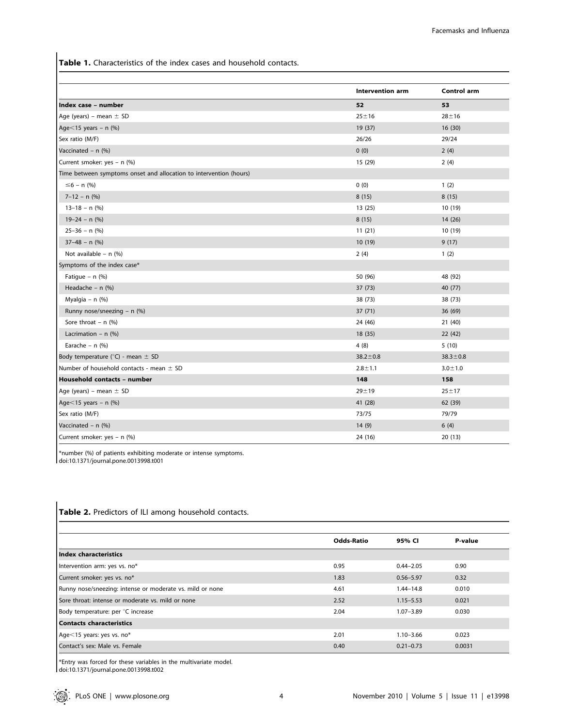**Table 1.** Characteristics of the index cases and household contacts.

| | Intervention arm | Control arm |
|---|---|---|
| **Index case – number** | **52** | **53** |
| Age (years) – mean ± SD | 25±16 | 28±16 |
| Age<15 years – n (%) | 19 (37) | 16 (30) |
| Sex ratio (M/F) | 26/26 | 29/24 |
| Vaccinated – n (%) | 0 (0) | 2 (4) |
| Current smoker: yes – n (%) | 15 (29) | 2 (4) |
| Time between symptoms onset and allocation to intervention (hours) | | |
| ≤6 – n (%) | 0 (0) | 1 (2) |
| 7–12 – n (%) | 8 (15) | 8 (15) |
| 13–18 – n (%) | 13 (25) | 10 (19) |
| 19–24 – n (%) | 8 (15) | 14 (26) |
| 25–36 – n (%) | 11 (21) | 10 (19) |
| 37–48 – n (%) | 10 (19) | 9 (17) |
| Not available – n (%) | 2 (4) | 1 (2) |
| Symptoms of the index case* | | |
| Fatigue – n (%) | 50 (96) | 48 (92) |
| Headache – n (%) | 37 (73) | 40 (77) |
| Myalgia – n (%) | 38 (73) | 38 (73) |
| Runny nose/sneezing – n (%) | 37 (71) | 36 (69) |
| Sore throat – n (%) | 24 (46) | 21 (40) |
| Lacrimation – n (%) | 18 (35) | 22 (42) |
| Earache – n (%) | 4 (8) | 5 (10) |
| Body temperature (°C) - mean ± SD | 38.2±0.8 | 38.3±0.8 |
| Number of household contacts - mean ± SD | 2.8±1.1 | 3.0±1.0 |
| **Household contacts – number** | **148** | **158** |
| Age (years) – mean ± SD | 29±19 | 25±17 |
| Age<15 years – n (%) | 41 (28) | 62 (39) |
| Sex ratio (M/F) | 73/75 | 79/79 |
| Vaccinated – n (%) | 14 (9) | 6 (4) |
| Current smoker: yes – n (%) | 24 (16) | 20 (13) |

*number (%) of patients exhibiting moderate or intense symptoms.
doi:10.1371/journal.pone.0013998.t001

**Table 2.** Predictors of ILI among household contacts.

| | Odds-Ratio | 95% CI | P-value |
|---|---|---|---|
| **Index characteristics** | | | |
| Intervention arm: yes vs. no* | 0.95 | 0.44–2.05 | 0.90 |
| Current smoker: yes vs. no* | 1.83 | 0.56–5.97 | 0.32 |
| Runny nose/sneezing: intense or moderate vs. mild or none | 4.61 | 1.44–14.8 | 0.010 |
| Sore throat: intense or moderate vs. mild or none | 2.52 | 1.15–5.53 | 0.021 |
| Body temperature: per °C increase | 2.04 | 1.07–3.89 | 0.030 |
| **Contacts characteristics** | | | |
| Age<15 years: yes vs. no* | 2.01 | 1.10–3.66 | 0.023 |
| Contact's sex: Male vs. Female | 0.40 | 0.21–0.73 | 0.0031 |

*Entry was forced for these variables in the multivariate model.
doi:10.1371/journal.pone.0013998.t002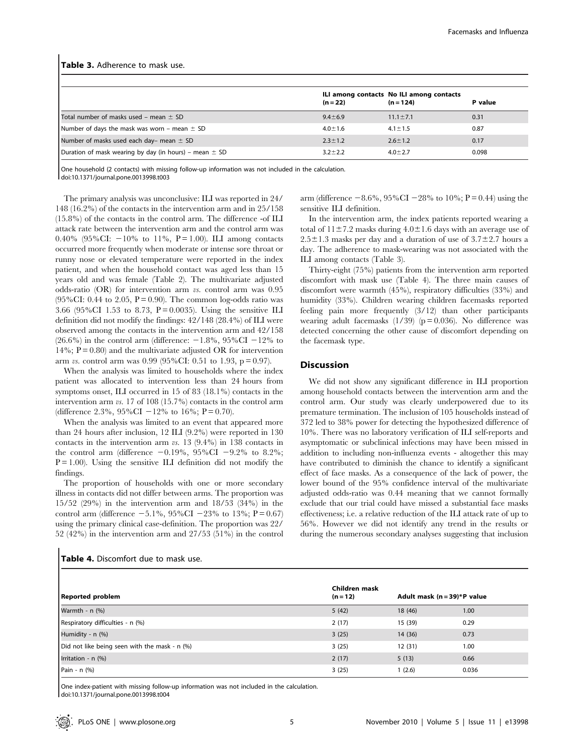**Table 3.** Adherence to mask use.

| | ILI among contacts (n = 22) | No ILI among contacts (n = 124) | P value |
|---|---|---|---|
| Total number of masks used – mean ± SD | 9.4±6.9 | 11.1±7.1 | 0.31 |
| Number of days the mask was worn – mean ± SD | 4.0±1.6 | 4.1±1.5 | 0.87 |
| Number of masks used each day– mean ± SD | 2.3±1.2 | 2.6±1.2 | 0.17 |
| Duration of mask wearing by day (in hours) – mean ± SD | 3.2±2.2 | 4.0±2.7 | 0.098 |

One household (2 contacts) with missing follow-up information was not included in the calculation.
doi:10.1371/journal.pone.0013998.t003

The primary analysis was unconclusive: ILI was reported in 24/148 (16.2%) of the contacts in the intervention arm and in 25/158 (15.8%) of the contacts in the control arm. The difference -of ILI attack rate between the intervention arm and the control arm was 0.40% (95%CI: −10% to 11%, P = 1.00). ILI among contacts occurred more frequently when moderate or intense sore throat or runny nose or elevated temperature were reported in the index patient, and when the household contact was aged less than 15 years old and was female (Table 2). The multivariate adjusted odds-ratio (OR) for intervention arm *vs.* control arm was 0.95 (95%CI: 0.44 to 2.05, P = 0.90). The common log-odds ratio was 3.66 (95%CI 1.53 to 8.73, P = 0.0035). Using the sensitive ILI definition did not modify the findings: 42/148 (28.4%) of ILI were observed among the contacts in the intervention arm and 42/158 (26.6%) in the control arm (difference: −1.8%, 95%CI −12% to 14%; P = 0.80) and the multivariate adjusted OR for intervention arm *vs.* control arm was 0.99 (95%CI: 0.51 to 1.93, p = 0.97).

When the analysis was limited to households where the index patient was allocated to intervention less than 24 hours from symptoms onset, ILI occurred in 15 of 83 (18.1%) contacts in the intervention arm *vs.* 17 of 108 (15.7%) contacts in the control arm (difference 2.3%, 95%CI −12% to 16%; P = 0.70).

When the analysis was limited to an event that appeared more than 24 hours after inclusion, 12 ILI (9.2%) were reported in 130 contacts in the intervention arm *vs.* 13 (9.4%) in 138 contacts in the control arm (difference −0.19%, 95%CI −9.2% to 8.2%; P = 1.00). Using the sensitive ILI definition did not modify the findings.

The proportion of households with one or more secondary illness in contacts did not differ between arms. The proportion was 15/52 (29%) in the intervention arm and 18/53 (34%) in the control arm (difference −5.1%, 95%CI −23% to 13%; P = 0.67) using the primary clinical case-definition. The proportion was 22/52 (42%) in the intervention arm and 27/53 (51%) in the control arm (difference −8.6%, 95%CI −28% to 10%; P = 0.44) using the sensitive ILI definition.

In the intervention arm, the index patients reported wearing a total of 11±7.2 masks during 4.0±1.6 days with an average use of 2.5±1.3 masks per day and a duration of use of 3.7±2.7 hours a day. The adherence to mask-wearing was not associated with the ILI among contacts (Table 3).

Thirty-eight (75%) patients from the intervention arm reported discomfort with mask use (Table 4). The three main causes of discomfort were warmth (45%), respiratory difficulties (33%) and humidity (33%). Children wearing children facemasks reported feeling pain more frequently (3/12) than other participants wearing adult facemasks (1/39) (p = 0.036). No difference was detected concerning the other cause of discomfort depending on the facemask type.

## Discussion

We did not show any significant difference in ILI proportion among household contacts between the intervention arm and the control arm. Our study was clearly underpowered due to its premature termination. The inclusion of 105 households instead of 372 led to 38% power for detecting the hypothesized difference of 10%. There was no laboratory verification of ILI self-reports and asymptomatic or subclinical infections may have been missed in addition to including non-influenza events - altogether this may have contributed to diminish the chance to identify a significant effect of face masks. As a consequence of the lack of power, the lower bound of the 95% confidence interval of the multivariate adjusted odds-ratio was 0.44 meaning that we cannot formally exclude that our trial could have missed a substantial face masks effectiveness; i.e. a relative reduction of the ILI attack rate of up to 56%. However we did not identify any trend in the results or during the numerous secondary analyses suggesting that inclusion

**Table 4.** Discomfort due to mask use.

| Reported problem | Children mask (n = 12) | Adult mask (n = 39)* | P value |
|---|---|---|---|
| Warmth - n (%) | 5 (42) | 18 (46) | 1.00 |
| Respiratory difficulties - n (%) | 2 (17) | 15 (39) | 0.29 |
| Humidity - n (%) | 3 (25) | 14 (36) | 0.73 |
| Did not like being seen with the mask - n (%) | 3 (25) | 12 (31) | 1.00 |
| Irritation - n (%) | 2 (17) | 5 (13) | 0.66 |
| Pain - n (%) | 3 (25) | 1 (2.6) | 0.036 |

One index-patient with missing follow-up information was not included in the calculation.
doi:10.1371/journal.pone.0013998.t004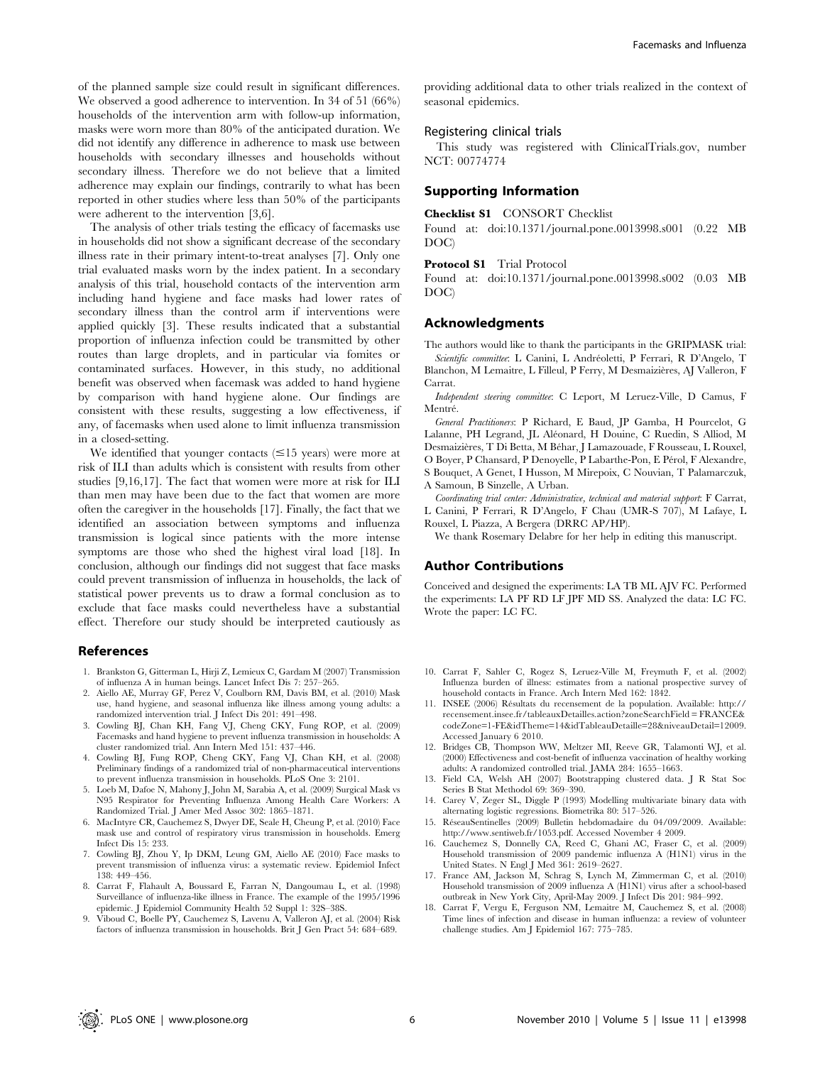of the planned sample size could result in significant differences. We observed a good adherence to intervention. In 34 of 51 (66%) households of the intervention arm with follow-up information, masks were worn more than 80% of the anticipated duration. We did not identify any difference in adherence to mask use between households with secondary illnesses and households without secondary illness. Therefore we do not believe that a limited adherence may explain our findings, contrarily to what has been reported in other studies where less than 50% of the participants were adherent to the intervention [3,6].

The analysis of other trials testing the efficacy of facemasks use in households did not show a significant decrease of the secondary illness rate in their primary intent-to-treat analyses [7]. Only one trial evaluated masks worn by the index patient. In a secondary analysis of this trial, household contacts of the intervention arm including hand hygiene and face masks had lower rates of secondary illness than the control arm if interventions were applied quickly [3]. These results indicated that a substantial proportion of influenza infection could be transmitted by other routes than large droplets, and in particular via fomites or contaminated surfaces. However, in this study, no additional benefit was observed when facemask was added to hand hygiene by comparison with hand hygiene alone. Our findings are consistent with these results, suggesting a low effectiveness, if any, of facemasks when used alone to limit influenza transmission in a closed-setting.

We identified that younger contacts ($\leq$15 years) were more at risk of ILI than adults which is consistent with results from other studies [9,16,17]. The fact that women were more at risk for ILI than men may have been due to the fact that women are more often the caregiver in the households [17]. Finally, the fact that we identified an association between symptoms and influenza transmission is logical since patients with the more intense symptoms are those who shed the highest viral load [18]. In conclusion, although our findings did not suggest that face masks could prevent transmission of influenza in households, the lack of statistical power prevents us to draw a formal conclusion as to exclude that face masks could nevertheless have a substantial effect. Therefore our study should be interpreted cautiously as providing additional data to other trials realized in the context of seasonal epidemics.

### Registering clinical trials

This study was registered with ClinicalTrials.gov, number NCT: 00774774

## Supporting Information

**Checklist S1** CONSORT Checklist

Found at: doi:10.1371/journal.pone.0013998.s001 (0.22 MB DOC)

**Protocol S1** Trial Protocol

Found at: doi:10.1371/journal.pone.0013998.s002 (0.03 MB DOC)

## Acknowledgments

The authors would like to thank the participants in the GRIPMASK trial:

*Scientific committee*: L Canini, L Andréoletti, P Ferrari, R D'Angelo, T Blanchon, M Lemaitre, L Filleul, P Ferry, M Desmaizières, AJ Valleron, F Carrat.

*Independent steering committee*: C Leport, M Leruez-Ville, D Camus, F Mentré.

*General Practitioners*: P Richard, E Baud, JP Gamba, H Pourcelot, G Lalanne, PH Legrand, JL Aléonard, H Douine, C Ruedin, S Alliod, M Desmaizières, T Di Betta, M Béhar, J Lamazouade, F Rousseau, L Rouxel, O Boyer, P Chansard, P Denoyelle, P Labarthe-Pon, E Pérol, F Alexandre, S Bouquet, A Genet, I Husson, M Mirepoix, C Nouvian, T Palamarczuk, A Samoun, B Sinzelle, A Urban.

*Coordinating trial center: Administrative, technical and material support*: F Carrat, L Canini, P Ferrari, R D'Angelo, F Chau (UMR-S 707), M Lafaye, L Rouxel, L Piazza, A Bergera (DRRC AP/HP).

We thank Rosemary Delabre for her help in editing this manuscript.

## Author Contributions

Conceived and designed the experiments: LA TB ML AJV FC. Performed the experiments: LA PF RD LF JPF MD SS. Analyzed the data: LC FC. Wrote the paper: LC FC.

## References

1. Brankston G, Gitterman L, Hirji Z, Lemieux C, Gardam M (2007) Transmission of influenza A in human beings. Lancet Infect Dis 7: 257–265.
2. Aiello AE, Murray GF, Perez V, Coulborn RM, Davis BM, et al. (2010) Mask use, hand hygiene, and seasonal influenza like illness among young adults: a randomized intervention trial. J Infect Dis 201: 491–498.
3. Cowling BJ, Chan KH, Fang VJ, Cheng CKY, Fung ROP, et al. (2009) Facemasks and hand hygiene to prevent influenza transmission in households: A cluster randomized trial. Ann Intern Med 151: 437–446.
4. Cowling BJ, Fung ROP, Cheng CKY, Fang VJ, Chan KH, et al. (2008) Preliminary findings of a randomized trial of non-pharmaceutical interventions to prevent influenza transmission in households. PLoS One 3: 2101.
5. Loeb M, Dafoe N, Mahony J, John M, Sarabia A, et al. (2009) Surgical Mask vs N95 Respirator for Preventing Influenza Among Health Care Workers: A Randomized Trial. J Amer Med Assoc 302: 1865–1871.
6. MacIntyre CR, Cauchemez S, Dwyer DE, Seale H, Cheung P, et al. (2010) Face mask use and control of respiratory virus transmission in households. Emerg Infect Dis 15: 233.
7. Cowling BJ, Zhou Y, Ip DKM, Leung GM, Aiello AE (2010) Face masks to prevent transmission of influenza virus: a systematic review. Epidemiol Infect 138: 449–456.
8. Carrat F, Flahault A, Boussard E, Farran N, Dangoumau L, et al. (1998) Surveillance of influenza-like illness in France. The example of the 1995/1996 epidemic. J Epidemiol Community Health 52 Suppl 1: 32S–38S.
9. Viboud C, Boelle PY, Cauchemez S, Lavenu A, Valleron AJ, et al. (2004) Risk factors of influenza transmission in households. Brit J Gen Pract 54: 684–689.
10. Carrat F, Sahler C, Rogez S, Leruez-Ville M, Freymuth F, et al. (2002) Influenza burden of illness: estimates from a national prospective survey of household contacts in France. Arch Intern Med 162: 1842.
11. INSEE (2006) Résultats du recensement de la population. Available: http://recensement.insee.fr/tableauxDetailles.action?zoneSearchField=FRANCE&codeZone=1-FE&idTheme=14&idTableauDetaille=28&niveauDetail=12009. Accessed January 6 2010.
12. Bridges CB, Thompson WW, Meltzer MI, Reeve GR, Talamonti WJ, et al. (2000) Effectiveness and cost-benefit of influenza vaccination of healthy working adults: A randomized controlled trial. JAMA 284: 1655–1663.
13. Field CA, Welsh AH (2007) Bootstrapping clustered data. J R Stat Soc Series B Stat Methodol 69: 369–390.
14. Carey V, Zeger SL, Diggle P (1993) Modelling multivariate binary data with alternating logistic regressions. Biometrika 80: 517–526.
15. RéseauSentinelles (2009) Bulletin hebdomadaire du 04/09/2009. Available: http://www.sentiweb.fr/1053.pdf. Accessed November 4 2009.
16. Cauchemez S, Donnelly CA, Reed C, Ghani AC, Fraser C, et al. (2009) Household transmission of 2009 pandemic influenza A (H1N1) virus in the United States. N Engl J Med 361: 2619–2627.
17. France AM, Jackson M, Schrag S, Lynch M, Zimmerman C, et al. (2010) Household transmission of 2009 influenza A (H1N1) virus after a school-based outbreak in New York City, April-May 2009. J Infect Dis 201: 984–992.
18. Carrat F, Vergu E, Ferguson NM, Lemaitre M, Cauchemez S, et al. (2008) Time lines of infection and disease in human influenza: a review of volunteer challenge studies. Am J Epidemiol 167: 775–785.